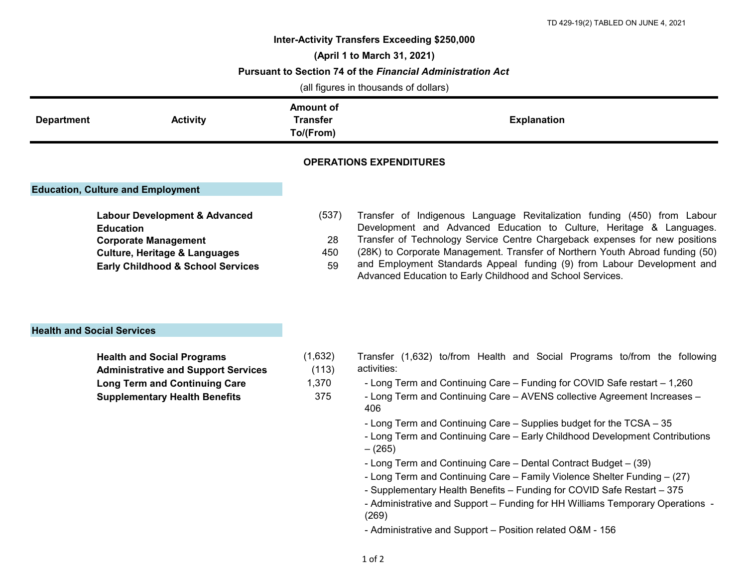TD 429-19(2) TABLED ON JUNE 4, 2021

**Inter-Activity Transfers Exceeding $250,000**

**(April 1 to March 31, 2021)**

**Pursuant to Section 74 of the *Financial Administration Act***

(all figures in thousands of dollars)

| Department | Activity | Amount of Transfer To/(From) | Explanation |
|---|---|---|---|
| | | **OPERATIONS EXPENDITURES** | |
| **Education, Culture and Employment** | | | |
| | **Labour Development & Advanced Education** | (537) | Transfer of Indigenous Language Revitalization funding (450) from Labour Development and Advanced Education to Culture, Heritage & Languages. Transfer of Technology Service Centre Chargeback expenses for new positions (28K) to Corporate Management. Transfer of Northern Youth Abroad funding (50) and Employment Standards Appeal funding (9) from Labour Development and Advanced Education to Early Childhood and School Services. |
| | **Corporate Management** | 28 | |
| | **Culture, Heritage & Languages** | 450 | |
| | **Early Childhood & School Services** | 59 | |
| **Health and Social Services** | | | |
| | **Health and Social Programs** | (1,632) | Transfer (1,632) to/from Health and Social Programs to/from the following activities:<br>- Long Term and Continuing Care – Funding for COVID Safe restart – 1,260<br>- Long Term and Continuing Care – AVENS collective Agreement Increases – 406<br>- Long Term and Continuing Care – Supplies budget for the TCSA – 35<br>- Long Term and Continuing Care – Early Childhood Development Contributions – (265)<br>- Long Term and Continuing Care – Dental Contract Budget – (39)<br>- Long Term and Continuing Care – Family Violence Shelter Funding – (27)<br>- Supplementary Health Benefits – Funding for COVID Safe Restart – 375<br>- Administrative and Support – Funding for HH Williams Temporary Operations - (269)<br>- Administrative and Support – Position related O&M - 156 |
| | **Administrative and Support Services** | (113) | |
| | **Long Term and Continuing Care** | 1,370 | |
| | **Supplementary Health Benefits** | 375 | |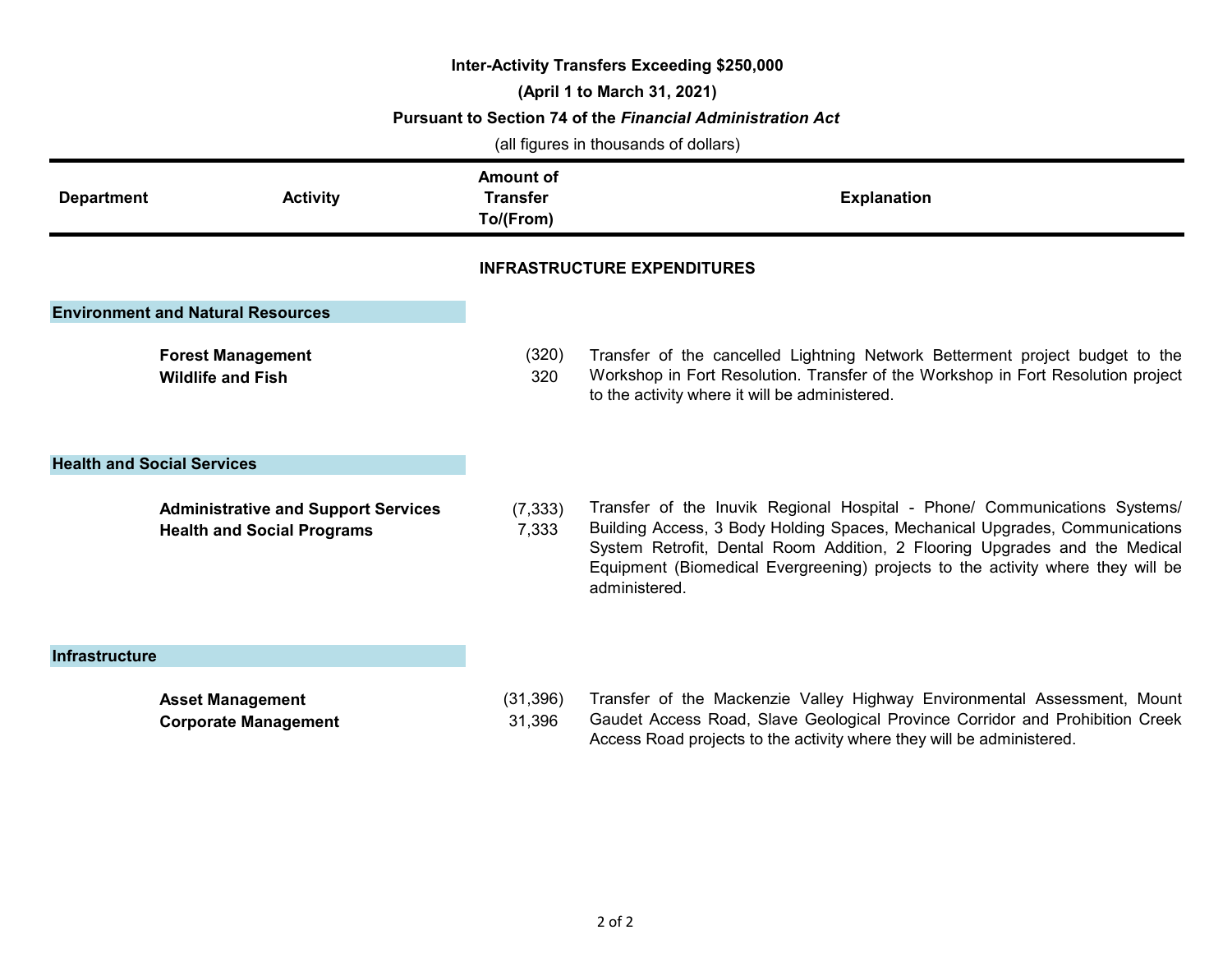**Inter-Activity Transfers Exceeding $250,000**

**(April 1 to March 31, 2021)**

**Pursuant to Section 74 of the *Financial Administration Act***

(all figures in thousands of dollars)

| Department | Activity | Amount of Transfer To/(From) | Explanation |
|---|---|---|---|
| | | | **INFRASTRUCTURE EXPENDITURES** |
| **Environment and Natural Resources** | | | |
| | **Forest Management** | (320) | Transfer of the cancelled Lightning Network Betterment project budget to the Workshop in Fort Resolution. Transfer of the Workshop in Fort Resolution project to the activity where it will be administered. |
| | **Wildlife and Fish** | 320 | |
| **Health and Social Services** | | | |
| | **Administrative and Support Services** | (7,333) | Transfer of the Inuvik Regional Hospital - Phone/ Communications Systems/ Building Access, 3 Body Holding Spaces, Mechanical Upgrades, Communications System Retrofit, Dental Room Addition, 2 Flooring Upgrades and the Medical Equipment (Biomedical Evergreening) projects to the activity where they will be administered. |
| | **Health and Social Programs** | 7,333 | |
| **Infrastructure** | | | |
| | **Asset Management** | (31,396) | Transfer of the Mackenzie Valley Highway Environmental Assessment, Mount Gaudet Access Road, Slave Geological Province Corridor and Prohibition Creek Access Road projects to the activity where they will be administered. |
| | **Corporate Management** | 31,396 | |